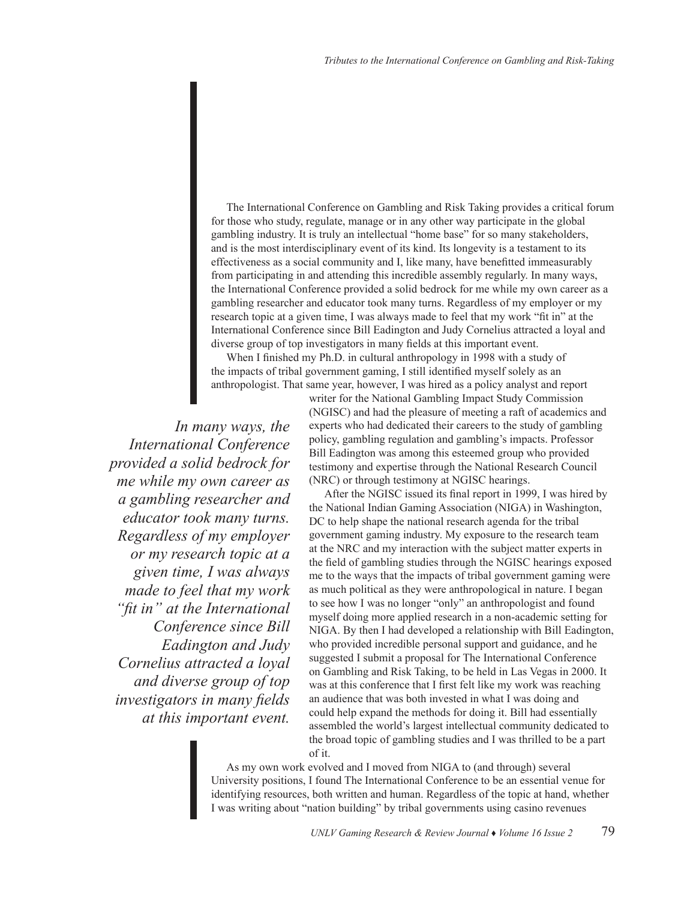The International Conference on Gambling and Risk Taking provides a critical forum for those who study, regulate, manage or in any other way participate in the global gambling industry. It is truly an intellectual "home base" for so many stakeholders, and is the most interdisciplinary event of its kind. Its longevity is a testament to its effectiveness as a social community and I, like many, have benefitted immeasurably from participating in and attending this incredible assembly regularly. In many ways, the International Conference provided a solid bedrock for me while my own career as a gambling researcher and educator took many turns. Regardless of my employer or my research topic at a given time, I was always made to feel that my work "fit in" at the International Conference since Bill Eadington and Judy Cornelius attracted a loyal and diverse group of top investigators in many fields at this important event.

When I finished my Ph.D. in cultural anthropology in 1998 with a study of the impacts of tribal government gaming, I still identified myself solely as an anthropologist. That same year, however, I was hired as a policy analyst and report writer for the National Gambling Impact Study Commission (NGISC) and had the pleasure of meeting a raft of academics and experts who had dedicated their careers to the study of gambling policy, gambling regulation and gambling's impacts. Professor Bill Eadington was among this esteemed group who provided testimony and expertise through the National Research Council (NRC) or through testimony at NGISC hearings.

> *In many ways, the International Conference provided a solid bedrock for me while my own career as a gambling researcher and educator took many turns. Regardless of my employer or my research topic at a given time, I was always made to feel that my work "fit in" at the International Conference since Bill Eadington and Judy Cornelius attracted a loyal and diverse group of top investigators in many fields at this important event.*

After the NGISC issued its final report in 1999, I was hired by the National Indian Gaming Association (NIGA) in Washington, DC to help shape the national research agenda for the tribal government gaming industry. My exposure to the research team at the NRC and my interaction with the subject matter experts in the field of gambling studies through the NGISC hearings exposed me to the ways that the impacts of tribal government gaming were as much political as they were anthropological in nature. I began to see how I was no longer "only" an anthropologist and found myself doing more applied research in a non-academic setting for NIGA. By then I had developed a relationship with Bill Eadington, who provided incredible personal support and guidance, and he suggested I submit a proposal for The International Conference on Gambling and Risk Taking, to be held in Las Vegas in 2000. It was at this conference that I first felt like my work was reaching an audience that was both invested in what I was doing and could help expand the methods for doing it. Bill had essentially assembled the world's largest intellectual community dedicated to the broad topic of gambling studies and I was thrilled to be a part of it.

As my own work evolved and I moved from NIGA to (and through) several University positions, I found The International Conference to be an essential venue for identifying resources, both written and human. Regardless of the topic at hand, whether I was writing about "nation building" by tribal governments using casino revenues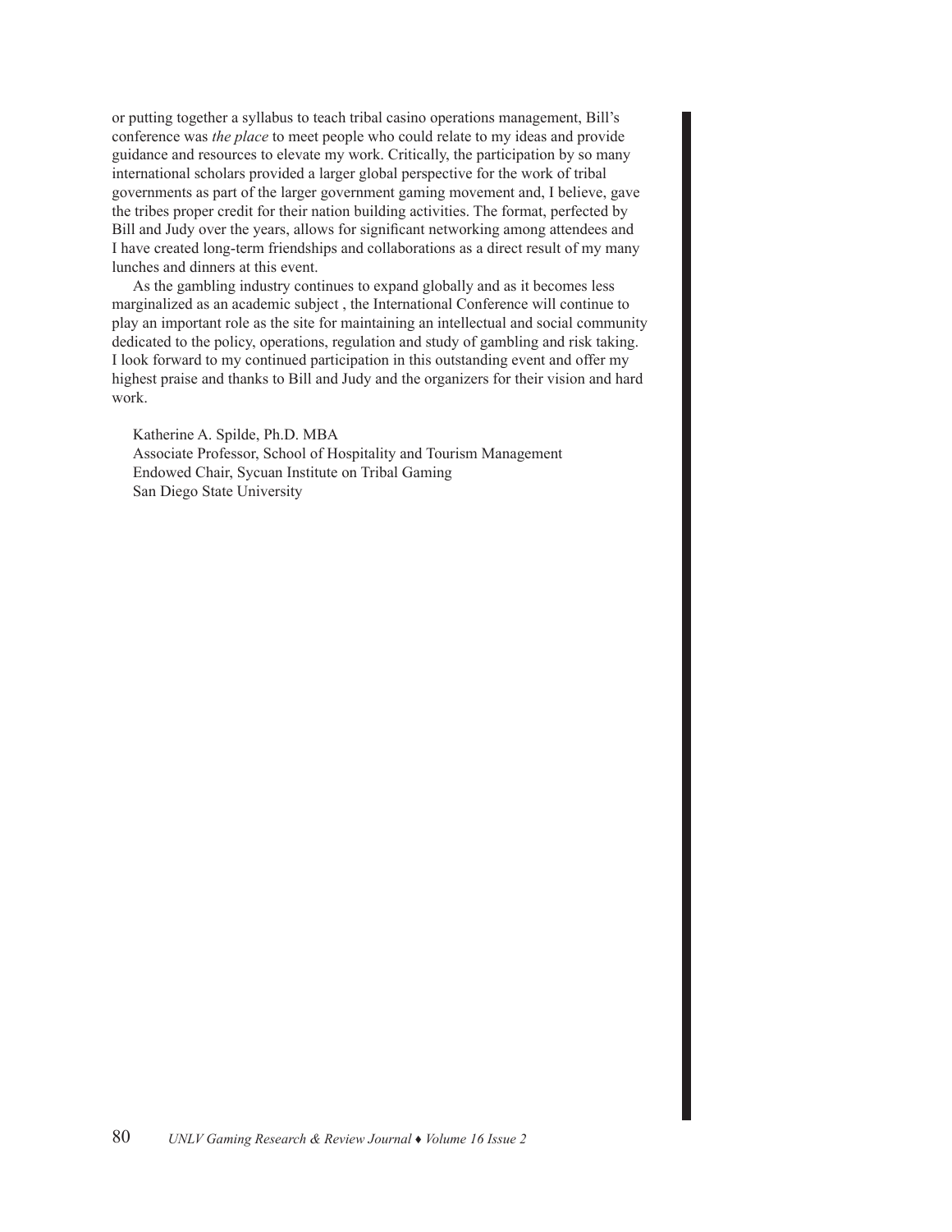or putting together a syllabus to teach tribal casino operations management, Bill's conference was *the place* to meet people who could relate to my ideas and provide guidance and resources to elevate my work. Critically, the participation by so many international scholars provided a larger global perspective for the work of tribal governments as part of the larger government gaming movement and, I believe, gave the tribes proper credit for their nation building activities. The format, perfected by Bill and Judy over the years, allows for significant networking among attendees and I have created long-term friendships and collaborations as a direct result of my many lunches and dinners at this event.

As the gambling industry continues to expand globally and as it becomes less marginalized as an academic subject , the International Conference will continue to play an important role as the site for maintaining an intellectual and social community dedicated to the policy, operations, regulation and study of gambling and risk taking. I look forward to my continued participation in this outstanding event and offer my highest praise and thanks to Bill and Judy and the organizers for their vision and hard work.

Katherine A. Spilde, Ph.D. MBA
Associate Professor, School of Hospitality and Tourism Management
Endowed Chair, Sycuan Institute on Tribal Gaming
San Diego State University